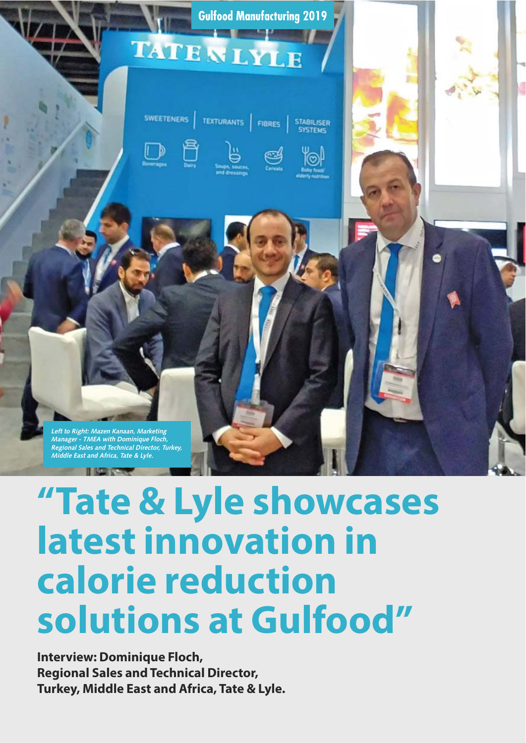Gulfood Manufacturing 2019

*Left to Right: Mazen Kanaan, Marketing Manager - TMEA with Dominique Floch, Regional Sales and Technical Director, Turkey, Middle East and Africa, Tate & Lyle.*

# "Tate & Lyle showcases latest innovation in calorie reduction solutions at Gulfood"

**Interview: Dominique Floch, Regional Sales and Technical Director, Turkey, Middle East and Africa, Tate & Lyle.**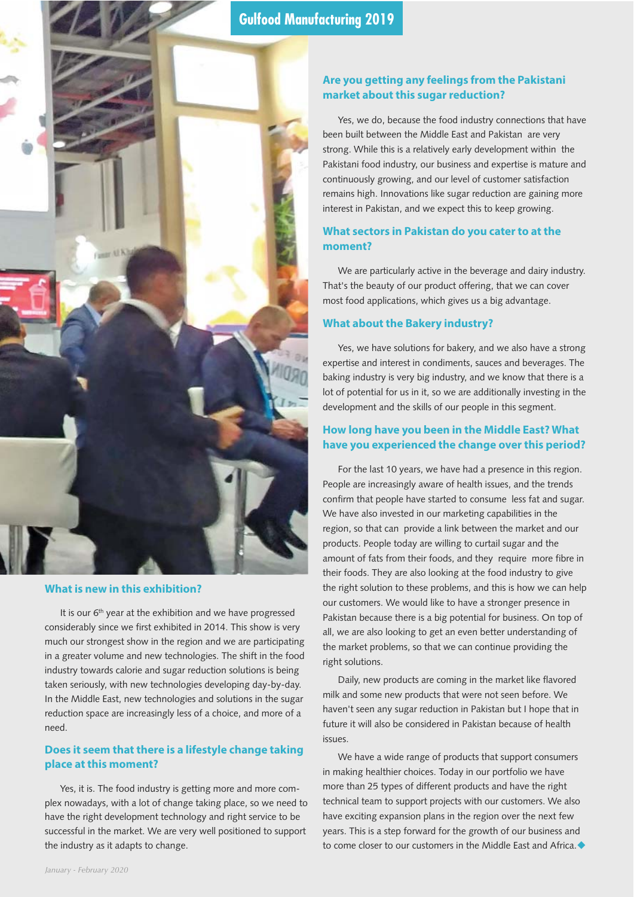# Gulfood Manufacturing 2019

### What is new in this exhibition?

It is our 6th year at the exhibition and we have progressed considerably since we first exhibited in 2014. This show is very much our strongest show in the region and we are participating in a greater volume and new technologies. The shift in the food industry towards calorie and sugar reduction solutions is being taken seriously, with new technologies developing day-by-day. In the Middle East, new technologies and solutions in the sugar reduction space are increasingly less of a choice, and more of a need.

### Does it seem that there is a lifestyle change taking place at this moment?

Yes, it is. The food industry is getting more and more complex nowadays, with a lot of change taking place, so we need to have the right development technology and right service to be successful in the market. We are very well positioned to support the industry as it adapts to change.

### Are you getting any feelings from the Pakistani market about this sugar reduction?

Yes, we do, because the food industry connections that have been built between the Middle East and Pakistan are very strong. While this is a relatively early development within the Pakistani food industry, our business and expertise is mature and continuously growing, and our level of customer satisfaction remains high. Innovations like sugar reduction are gaining more interest in Pakistan, and we expect this to keep growing.

### What sectors in Pakistan do you cater to at the moment?

We are particularly active in the beverage and dairy industry. That's the beauty of our product offering, that we can cover most food applications, which gives us a big advantage.

### What about the Bakery industry?

Yes, we have solutions for bakery, and we also have a strong expertise and interest in condiments, sauces and beverages. The baking industry is very big industry, and we know that there is a lot of potential for us in it, so we are additionally investing in the development and the skills of our people in this segment.

### How long have you been in the Middle East? What have you experienced the change over this period?

For the last 10 years, we have had a presence in this region. People are increasingly aware of health issues, and the trends confirm that people have started to consume less fat and sugar. We have also invested in our marketing capabilities in the region, so that can provide a link between the market and our products. People today are willing to curtail sugar and the amount of fats from their foods, and they require more fibre in their foods. They are also looking at the food industry to give the right solution to these problems, and this is how we can help our customers. We would like to have a stronger presence in Pakistan because there is a big potential for business. On top of all, we are also looking to get an even better understanding of the market problems, so that we can continue providing the right solutions.

Daily, new products are coming in the market like flavored milk and some new products that were not seen before. We haven't seen any sugar reduction in Pakistan but I hope that in future it will also be considered in Pakistan because of health issues.

We have a wide range of products that support consumers in making healthier choices. Today in our portfolio we have more than 25 types of different products and have the right technical team to support projects with our customers. We also have exciting expansion plans in the region over the next few years. This is a step forward for the growth of our business and to come closer to our customers in the Middle East and Africa.◆